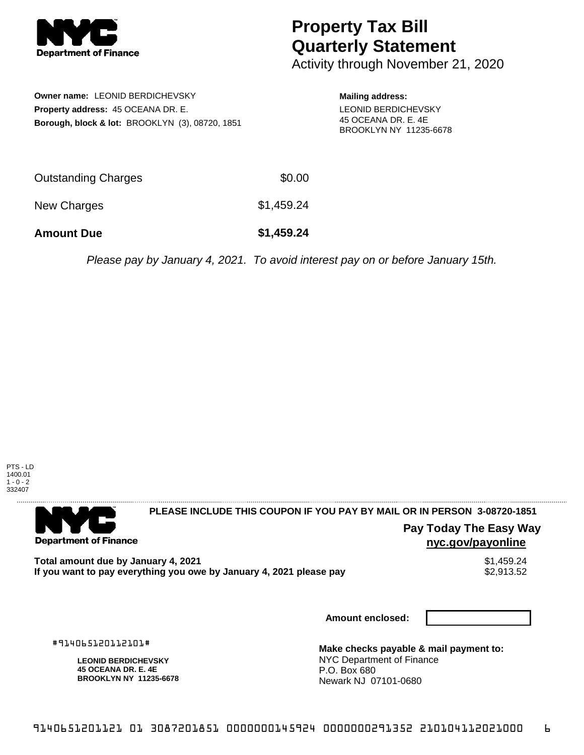# Property Tax Bill Quarterly Statement

Activity through November 21, 2020

**Owner name:** LEONID BERDICHEVSKY
**Property address:** 45 OCEANA DR. E.
**Borough, block & lot:** BROOKLYN (3), 08720, 1851

**Mailing address:**
LEONID BERDICHEVSKY
45 OCEANA DR. E. 4E
BROOKLYN NY 11235-6678

| | |
|---|---|
| Outstanding Charges | $0.00 |
| New Charges | $1,459.24 |
| **Amount Due** | **$1,459.24** |

*Please pay by January 4, 2021. To avoid interest pay on or before January 15th.*

PTS - LD
1400.01
1 - 0 - 2
332407

---

**PLEASE INCLUDE THIS COUPON IF YOU PAY BY MAIL OR IN PERSON 3-08720-1851**

**Pay Today The Easy Way**
**nyc.gov/payonline**

| | |
|---|---|
| **Total amount due by January 4, 2021** | $1,459.24 |
| **If you want to pay everything you owe by January 4, 2021 please pay** | $2,913.52 |

**Amount enclosed:**

#914065120112101#

**LEONID BERDICHEVSKY**
**45 OCEANA DR. E. 4E**
**BROOKLYN NY 11235-6678**

**Make checks payable & mail payment to:**
NYC Department of Finance
P.O. Box 680
Newark NJ 07101-0680

9140651201121 01 3087201851 0000000145924 0000000291352 210104112021000 6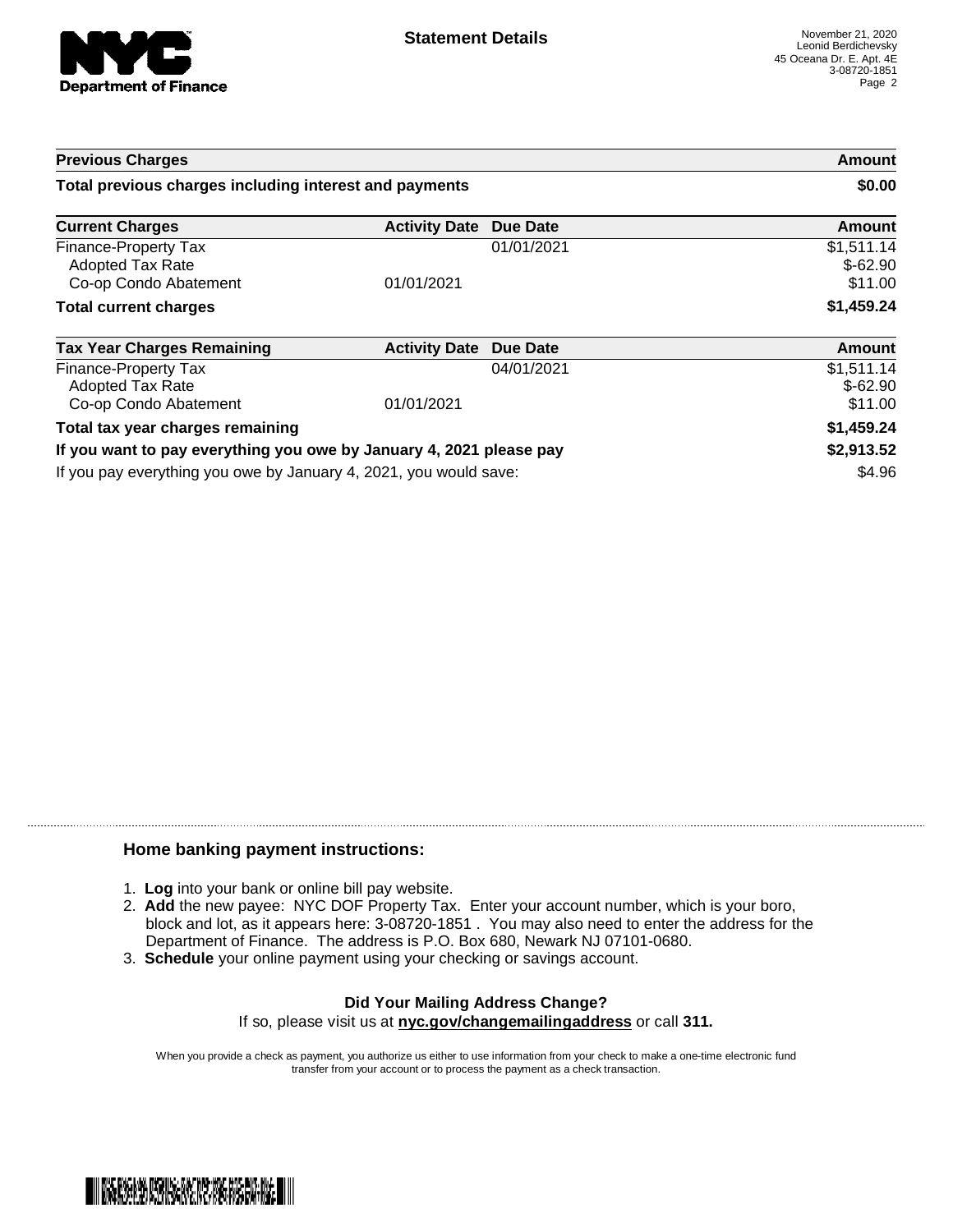## Statement Details

November 21, 2020
Leonid Berdichevsky
45 Oceana Dr. E. Apt. 4E
3-08720-1851

| Previous Charges | | | Amount |
|---|---|---|---|
| **Total previous charges including interest and payments** | | | **$0.00** |

| Current Charges | Activity Date | Due Date | Amount |
|---|---|---|---|
| Finance-Property Tax | | 01/01/2021 | $1,511.14 |
| Adopted Tax Rate | | | $-62.90 |
| Co-op Condo Abatement | 01/01/2021 | | $11.00 |
| **Total current charges** | | | **$1,459.24** |

| Tax Year Charges Remaining | Activity Date | Due Date | Amount |
|---|---|---|---|
| Finance-Property Tax | | 04/01/2021 | $1,511.14 |
| Adopted Tax Rate | | | $-62.90 |
| Co-op Condo Abatement | 01/01/2021 | | $11.00 |
| **Total tax year charges remaining** | | | **$1,459.24** |
| **If you want to pay everything you owe by January 4, 2021 please pay** | | | **$2,913.52** |
| If you pay everything you owe by January 4, 2021, you would save: | | | $4.96 |

### Home banking payment instructions:

1. **Log** into your bank or online bill pay website.
2. **Add** the new payee: NYC DOF Property Tax. Enter your account number, which is your boro, block and lot, as it appears here: 3-08720-1851 . You may also need to enter the address for the Department of Finance. The address is P.O. Box 680, Newark NJ 07101-0680.
3. **Schedule** your online payment using your checking or savings account.

**Did Your Mailing Address Change?**
If so, please visit us at **nyc.gov/changemailingaddress** or call **311.**

When you provide a check as payment, you authorize us either to use information from your check to make a one-time electronic fund transfer from your account or to process the payment as a check transaction.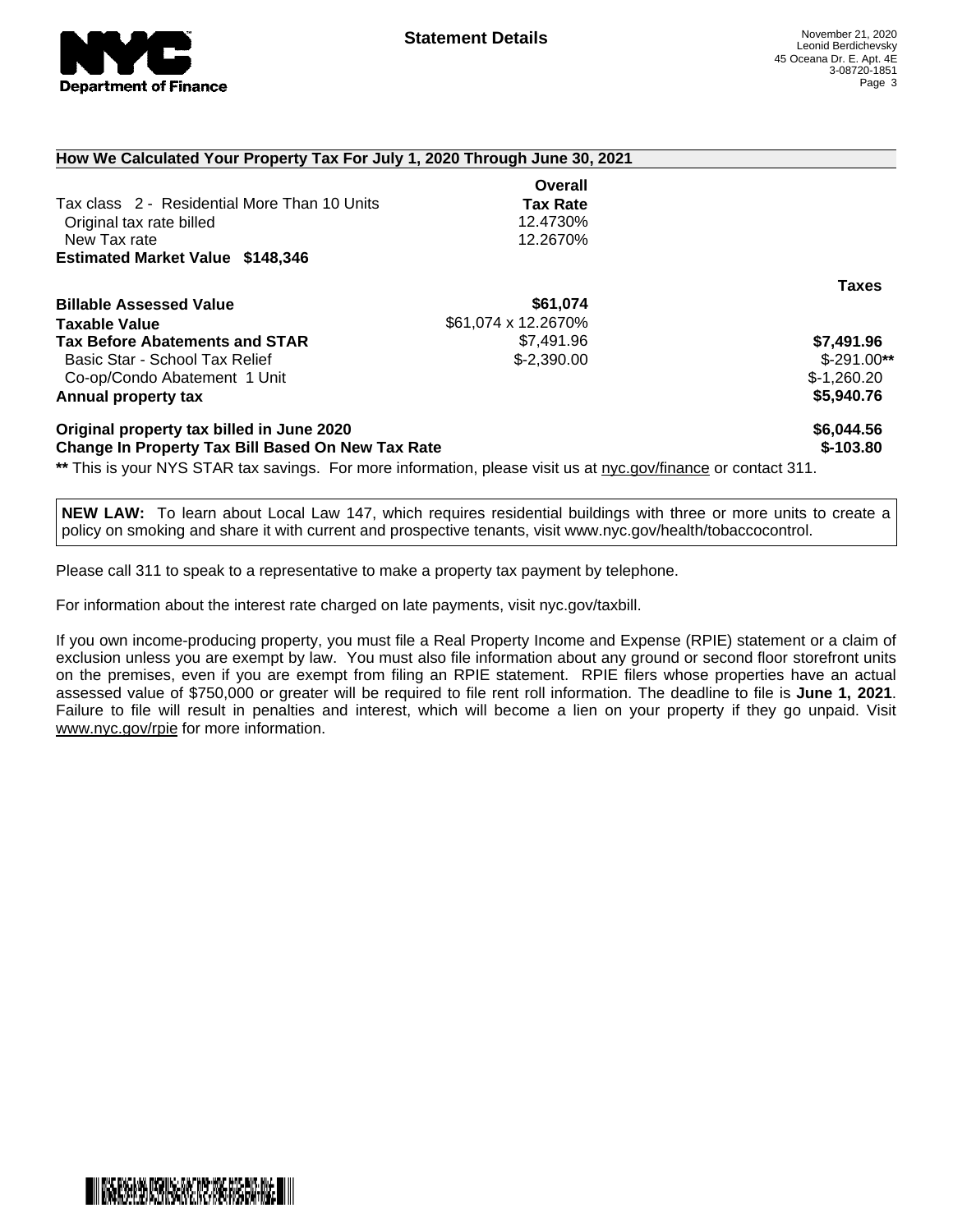**Statement Details**

November 21, 2020
Leonid Berdichevsky
45 Oceana Dr. E. Apt. 4E
3-08720-1851

## How We Calculated Your Property Tax For July 1, 2020 Through June 30, 2021

| | Overall Tax Rate | Taxes |
|---|---|---|
| Tax class 2 - Residential More Than 10 Units | | |
| Original tax rate billed | 12.4730% | |
| New Tax rate | 12.2670% | |
| **Estimated Market Value $148,346** | | |
| **Billable Assessed Value** | **$61,074** | |
| **Taxable Value** | $61,074 x 12.2670% | |
| **Tax Before Abatements and STAR** | $7,491.96 | **$7,491.96** |
| Basic Star - School Tax Relief | $-2,390.00 | $-291.00** |
| Co-op/Condo Abatement 1 Unit | | $-1,260.20 |
| **Annual property tax** | | **$5,940.76** |
| **Original property tax billed in June 2020** | | **$6,044.56** |
| **Change In Property Tax Bill Based On New Tax Rate** | | **$-103.80** |

** This is your NYS STAR tax savings. For more information, please visit us at nyc.gov/finance or contact 311.

**NEW LAW:** To learn about Local Law 147, which requires residential buildings with three or more units to create a policy on smoking and share it with current and prospective tenants, visit www.nyc.gov/health/tobaccocontrol.

Please call 311 to speak to a representative to make a property tax payment by telephone.

For information about the interest rate charged on late payments, visit nyc.gov/taxbill.

If you own income-producing property, you must file a Real Property Income and Expense (RPIE) statement or a claim of exclusion unless you are exempt by law. You must also file information about any ground or second floor storefront units on the premises, even if you are exempt from filing an RPIE statement. RPIE filers whose properties have an actual assessed value of $750,000 or greater will be required to file rent roll information. The deadline to file is **June 1, 2021**. Failure to file will result in penalties and interest, which will become a lien on your property if they go unpaid. Visit www.nyc.gov/rpie for more information.